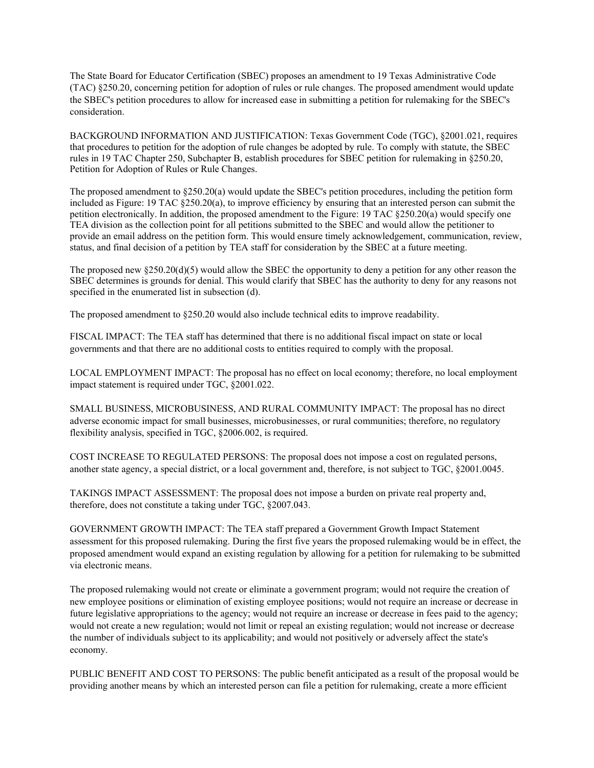The State Board for Educator Certification (SBEC) proposes an amendment to 19 Texas Administrative Code (TAC) §250.20, concerning petition for adoption of rules or rule changes. The proposed amendment would update the SBEC's petition procedures to allow for increased ease in submitting a petition for rulemaking for the SBEC's consideration.

BACKGROUND INFORMATION AND JUSTIFICATION: Texas Government Code (TGC), §2001.021, requires that procedures to petition for the adoption of rule changes be adopted by rule. To comply with statute, the SBEC rules in 19 TAC Chapter 250, Subchapter B, establish procedures for SBEC petition for rulemaking in §250.20, Petition for Adoption of Rules or Rule Changes.

The proposed amendment to §250.20(a) would update the SBEC's petition procedures, including the petition form included as Figure: 19 TAC §250.20(a), to improve efficiency by ensuring that an interested person can submit the petition electronically. In addition, the proposed amendment to the Figure: 19 TAC §250.20(a) would specify one TEA division as the collection point for all petitions submitted to the SBEC and would allow the petitioner to provide an email address on the petition form. This would ensure timely acknowledgement, communication, review, status, and final decision of a petition by TEA staff for consideration by the SBEC at a future meeting.

The proposed new §250.20(d)(5) would allow the SBEC the opportunity to deny a petition for any other reason the SBEC determines is grounds for denial. This would clarify that SBEC has the authority to deny for any reasons not specified in the enumerated list in subsection (d).

The proposed amendment to §250.20 would also include technical edits to improve readability.

FISCAL IMPACT: The TEA staff has determined that there is no additional fiscal impact on state or local governments and that there are no additional costs to entities required to comply with the proposal.

LOCAL EMPLOYMENT IMPACT: The proposal has no effect on local economy; therefore, no local employment impact statement is required under TGC, §2001.022.

SMALL BUSINESS, MICROBUSINESS, AND RURAL COMMUNITY IMPACT: The proposal has no direct adverse economic impact for small businesses, microbusinesses, or rural communities; therefore, no regulatory flexibility analysis, specified in TGC, §2006.002, is required.

COST INCREASE TO REGULATED PERSONS: The proposal does not impose a cost on regulated persons, another state agency, a special district, or a local government and, therefore, is not subject to TGC, §2001.0045.

TAKINGS IMPACT ASSESSMENT: The proposal does not impose a burden on private real property and, therefore, does not constitute a taking under TGC, §2007.043.

GOVERNMENT GROWTH IMPACT: The TEA staff prepared a Government Growth Impact Statement assessment for this proposed rulemaking. During the first five years the proposed rulemaking would be in effect, the proposed amendment would expand an existing regulation by allowing for a petition for rulemaking to be submitted via electronic means.

The proposed rulemaking would not create or eliminate a government program; would not require the creation of new employee positions or elimination of existing employee positions; would not require an increase or decrease in future legislative appropriations to the agency; would not require an increase or decrease in fees paid to the agency; would not create a new regulation; would not limit or repeal an existing regulation; would not increase or decrease the number of individuals subject to its applicability; and would not positively or adversely affect the state's economy.

PUBLIC BENEFIT AND COST TO PERSONS: The public benefit anticipated as a result of the proposal would be providing another means by which an interested person can file a petition for rulemaking, create a more efficient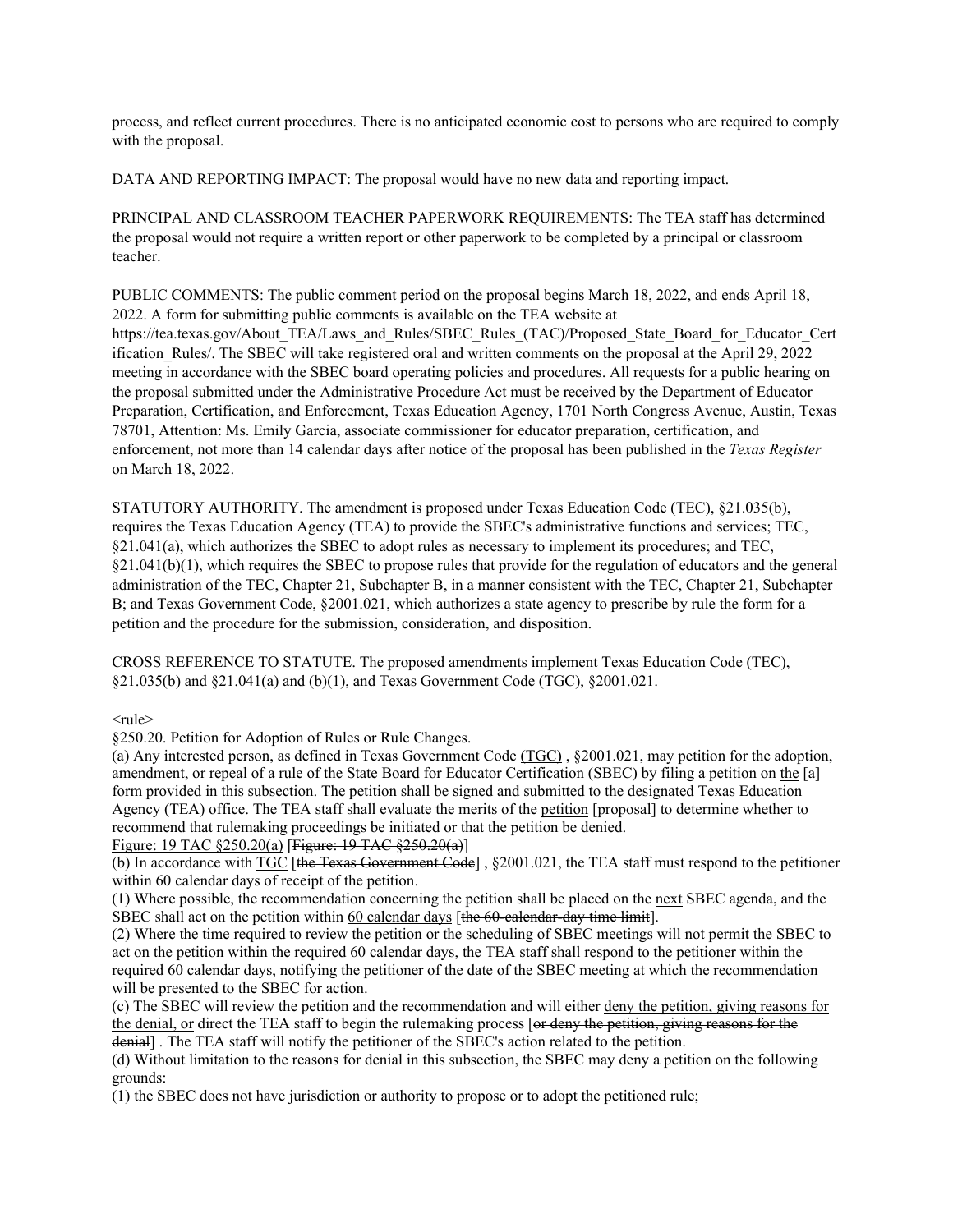process, and reflect current procedures. There is no anticipated economic cost to persons who are required to comply with the proposal.

DATA AND REPORTING IMPACT: The proposal would have no new data and reporting impact.

PRINCIPAL AND CLASSROOM TEACHER PAPERWORK REQUIREMENTS: The TEA staff has determined the proposal would not require a written report or other paperwork to be completed by a principal or classroom teacher.

PUBLIC COMMENTS: The public comment period on the proposal begins March 18, 2022, and ends April 18, 2022. A form for submitting public comments is available on the TEA website at https://tea.texas.gov/About_TEA/Laws_and_Rules/SBEC_Rules_(TAC)/Proposed_State_Board_for_Educator_Certification_Rules/. The SBEC will take registered oral and written comments on the proposal at the April 29, 2022 meeting in accordance with the SBEC board operating policies and procedures. All requests for a public hearing on the proposal submitted under the Administrative Procedure Act must be received by the Department of Educator Preparation, Certification, and Enforcement, Texas Education Agency, 1701 North Congress Avenue, Austin, Texas 78701, Attention: Ms. Emily Garcia, associate commissioner for educator preparation, certification, and enforcement, not more than 14 calendar days after notice of the proposal has been published in the *Texas Register* on March 18, 2022.

STATUTORY AUTHORITY. The amendment is proposed under Texas Education Code (TEC), §21.035(b), requires the Texas Education Agency (TEA) to provide the SBEC's administrative functions and services; TEC, §21.041(a), which authorizes the SBEC to adopt rules as necessary to implement its procedures; and TEC, §21.041(b)(1), which requires the SBEC to propose rules that provide for the regulation of educators and the general administration of the TEC, Chapter 21, Subchapter B, in a manner consistent with the TEC, Chapter 21, Subchapter B; and Texas Government Code, §2001.021, which authorizes a state agency to prescribe by rule the form for a petition and the procedure for the submission, consideration, and disposition.

CROSS REFERENCE TO STATUTE. The proposed amendments implement Texas Education Code (TEC), §21.035(b) and §21.041(a) and (b)(1), and Texas Government Code (TGC), §2001.021.

<rule>

§250.20. Petition for Adoption of Rules or Rule Changes.

(a) Any interested person, as defined in Texas Government Code <u>(TGC)</u> , §2001.021, may petition for the adoption, amendment, or repeal of a rule of the State Board for Educator Certification (SBEC) by filing a petition on <u>the</u> [~~a~~] form provided in this subsection. The petition shall be signed and submitted to the designated Texas Education Agency (TEA) office. The TEA staff shall evaluate the merits of the <u>petition</u> [~~proposal~~] to determine whether to recommend that rulemaking proceedings be initiated or that the petition be denied.

<u>Figure: 19 TAC §250.20(a)</u> [~~Figure: 19 TAC §250.20(a)~~]

(b) In accordance with <u>TGC</u> [~~the Texas Government Code~~] , §2001.021, the TEA staff must respond to the petitioner within 60 calendar days of receipt of the petition.

(1) Where possible, the recommendation concerning the petition shall be placed on the <u>next</u> SBEC agenda, and the SBEC shall act on the petition within <u>60 calendar days</u> [~~the 60-calendar-day time limit~~].

(2) Where the time required to review the petition or the scheduling of SBEC meetings will not permit the SBEC to act on the petition within the required 60 calendar days, the TEA staff shall respond to the petitioner within the required 60 calendar days, notifying the petitioner of the date of the SBEC meeting at which the recommendation will be presented to the SBEC for action.

(c) The SBEC will review the petition and the recommendation and will either <u>deny the petition, giving reasons for the denial, or</u> direct the TEA staff to begin the rulemaking process [~~or deny the petition, giving reasons for the denial~~] . The TEA staff will notify the petitioner of the SBEC's action related to the petition.

(d) Without limitation to the reasons for denial in this subsection, the SBEC may deny a petition on the following grounds:

(1) the SBEC does not have jurisdiction or authority to propose or to adopt the petitioned rule;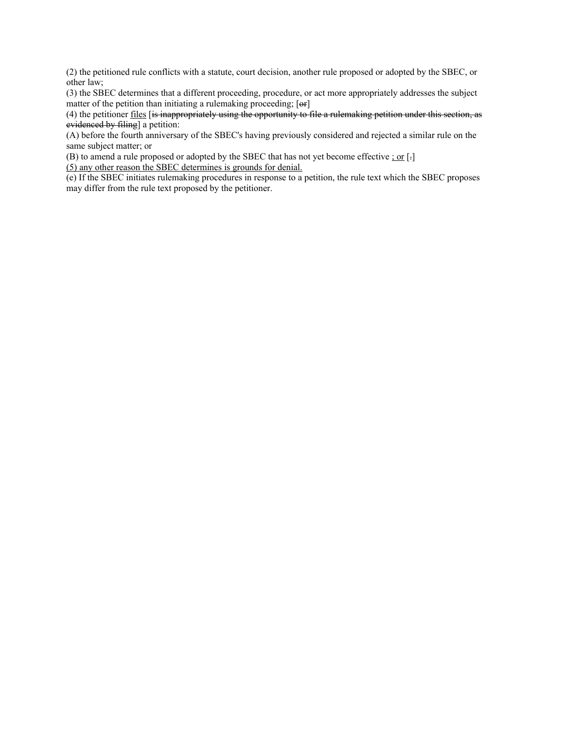(2) the petitioned rule conflicts with a statute, court decision, another rule proposed or adopted by the SBEC, or other law;

(3) the SBEC determines that a different proceeding, procedure, or act more appropriately addresses the subject matter of the petition than initiating a rulemaking proceeding; [~~or~~]

(4) the petitioner <u>files</u> [~~is inappropriately using the opportunity to file a rulemaking petition under this section, as evidenced by filing~~] a petition:

(A) before the fourth anniversary of the SBEC's having previously considered and rejected a similar rule on the same subject matter; or

(B) to amend a rule proposed or adopted by the SBEC that has not yet become effective <u>; or</u> [~~.~~]

<u>(5) any other reason the SBEC determines is grounds for denial.</u>

(e) If the SBEC initiates rulemaking procedures in response to a petition, the rule text which the SBEC proposes may differ from the rule text proposed by the petitioner.